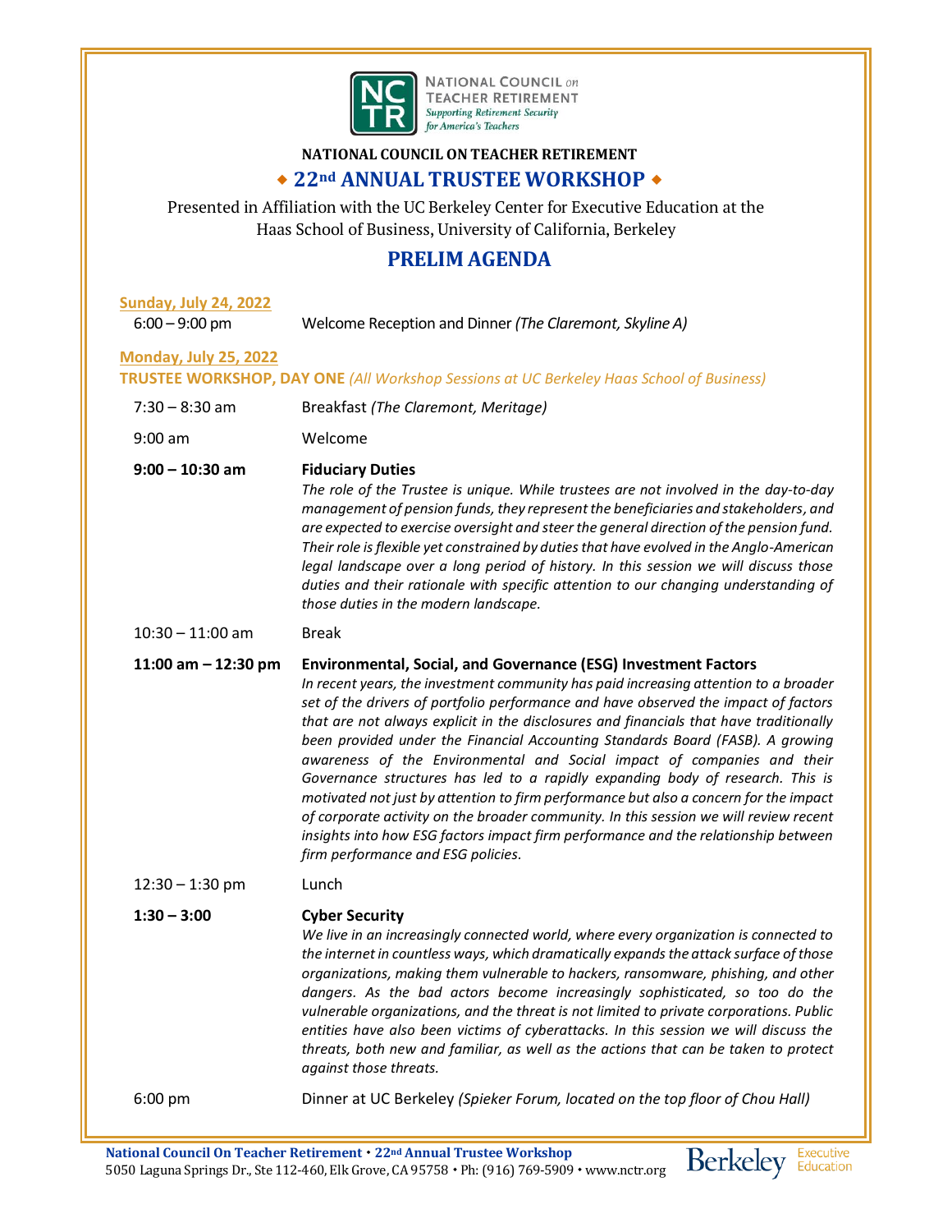NATIONAL COUNCIL on TEACHER RETIREMENT
*Supporting Retirement Security for America's Teachers*

# NATIONAL COUNCIL ON TEACHER RETIREMENT

## ◆ 22nd ANNUAL TRUSTEE WORKSHOP ◆

Presented in Affiliation with the UC Berkeley Center for Executive Education at the Haas School of Business, University of California, Berkeley

## PRELIM AGENDA

### Sunday, July 24, 2022

6:00 – 9:00 pm — Welcome Reception and Dinner *(The Claremont, Skyline A)*

### Monday, July 25, 2022

**TRUSTEE WORKSHOP, DAY ONE** *(All Workshop Sessions at UC Berkeley Haas School of Business)*

7:30 – 8:30 am — Breakfast *(The Claremont, Meritage)*

9:00 am — Welcome

**9:00 – 10:30 am — Fiduciary Duties**

*The role of the Trustee is unique. While trustees are not involved in the day-to-day management of pension funds, they represent the beneficiaries and stakeholders, and are expected to exercise oversight and steer the general direction of the pension fund. Their role is flexible yet constrained by duties that have evolved in the Anglo-American legal landscape over a long period of history. In this session we will discuss those duties and their rationale with specific attention to our changing understanding of those duties in the modern landscape.*

10:30 – 11:00 am — Break

**11:00 am – 12:30 pm — Environmental, Social, and Governance (ESG) Investment Factors**

*In recent years, the investment community has paid increasing attention to a broader set of the drivers of portfolio performance and have observed the impact of factors that are not always explicit in the disclosures and financials that have traditionally been provided under the Financial Accounting Standards Board (FASB). A growing awareness of the Environmental and Social impact of companies and their Governance structures has led to a rapidly expanding body of research. This is motivated not just by attention to firm performance but also a concern for the impact of corporate activity on the broader community. In this session we will review recent insights into how ESG factors impact firm performance and the relationship between firm performance and ESG policies.*

12:30 – 1:30 pm — Lunch

**1:30 – 3:00 — Cyber Security**

*We live in an increasingly connected world, where every organization is connected to the internet in countless ways, which dramatically expands the attack surface of those organizations, making them vulnerable to hackers, ransomware, phishing, and other dangers. As the bad actors become increasingly sophisticated, so too do the vulnerable organizations, and the threat is not limited to private corporations. Public entities have also been victims of cyberattacks. In this session we will discuss the threats, both new and familiar, as well as the actions that can be taken to protect against those threats.*

6:00 pm — Dinner at UC Berkeley *(Spieker Forum, located on the top floor of Chou Hall)*

**National Council On Teacher Retirement • 22nd Annual Trustee Workshop**
5050 Laguna Springs Dr., Ste 112-460, Elk Grove, CA 95758 • Ph: (916) 769-5909 • www.nctr.org

Berkeley Executive Education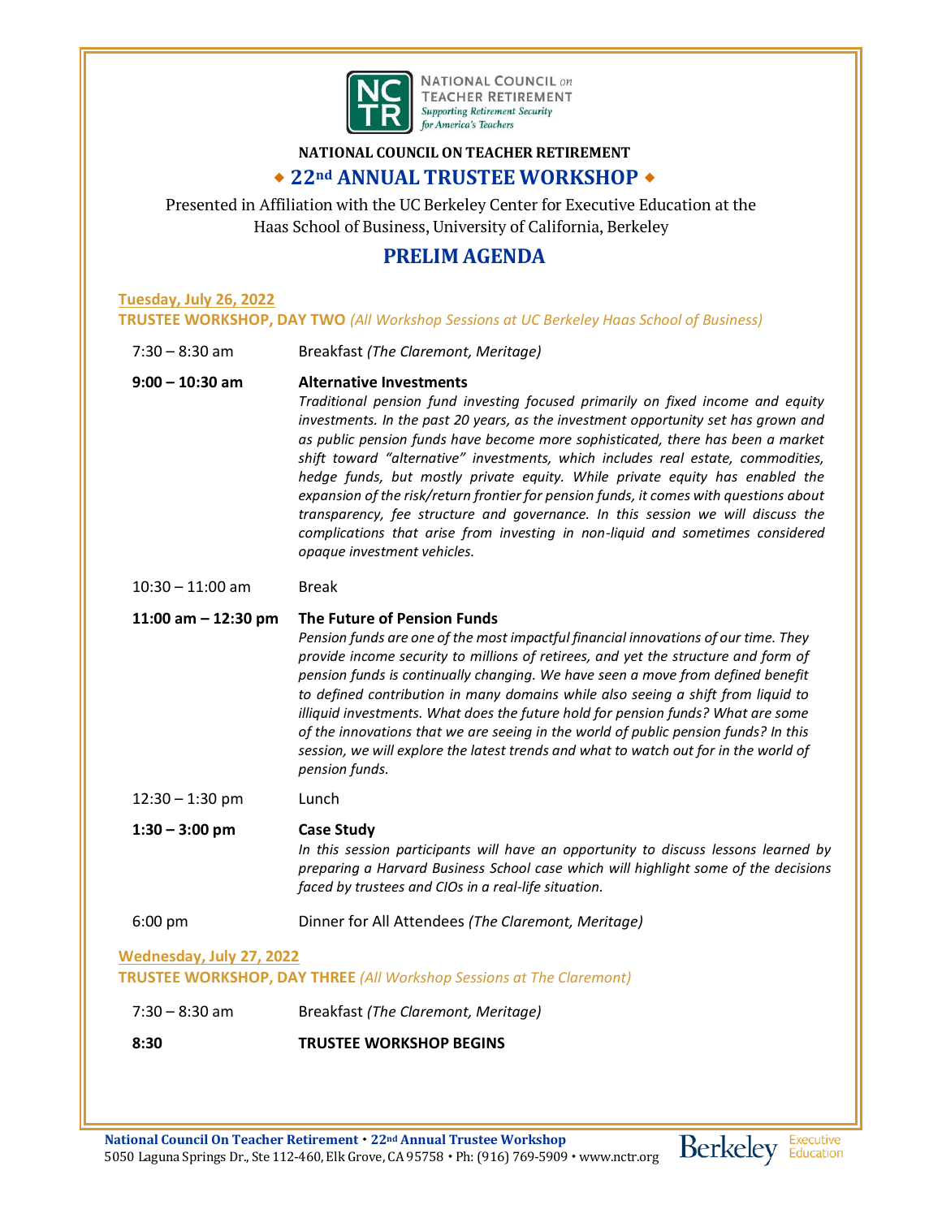NATIONAL COUNCIL on TEACHER RETIREMENT
*Supporting Retirement Security for America's Teachers*

**NATIONAL COUNCIL ON TEACHER RETIREMENT**

## ◆ 22nd ANNUAL TRUSTEE WORKSHOP ◆

Presented in Affiliation with the UC Berkeley Center for Executive Education at the Haas School of Business, University of California, Berkeley

## PRELIM AGENDA

### Tuesday, July 26, 2022
**TRUSTEE WORKSHOP, DAY TWO** *(All Workshop Sessions at UC Berkeley Haas School of Business)*

7:30 – 8:30 am — Breakfast *(The Claremont, Meritage)*

**9:00 – 10:30 am** — **Alternative Investments**
*Traditional pension fund investing focused primarily on fixed income and equity investments. In the past 20 years, as the investment opportunity set has grown and as public pension funds have become more sophisticated, there has been a market shift toward "alternative" investments, which includes real estate, commodities, hedge funds, but mostly private equity. While private equity has enabled the expansion of the risk/return frontier for pension funds, it comes with questions about transparency, fee structure and governance. In this session we will discuss the complications that arise from investing in non-liquid and sometimes considered opaque investment vehicles.*

10:30 – 11:00 am — Break

**11:00 am – 12:30 pm** — **The Future of Pension Funds**
*Pension funds are one of the most impactful financial innovations of our time. They provide income security to millions of retirees, and yet the structure and form of pension funds is continually changing. We have seen a move from defined benefit to defined contribution in many domains while also seeing a shift from liquid to illiquid investments. What does the future hold for pension funds? What are some of the innovations that we are seeing in the world of public pension funds? In this session, we will explore the latest trends and what to watch out for in the world of pension funds.*

12:30 – 1:30 pm — Lunch

**1:30 – 3:00 pm** — **Case Study**
*In this session participants will have an opportunity to discuss lessons learned by preparing a Harvard Business School case which will highlight some of the decisions faced by trustees and CIOs in a real-life situation.*

6:00 pm — Dinner for All Attendees *(The Claremont, Meritage)*

### Wednesday, July 27, 2022
**TRUSTEE WORKSHOP, DAY THREE** *(All Workshop Sessions at The Claremont)*

7:30 – 8:30 am — Breakfast *(The Claremont, Meritage)*

**8:30** — **TRUSTEE WORKSHOP BEGINS**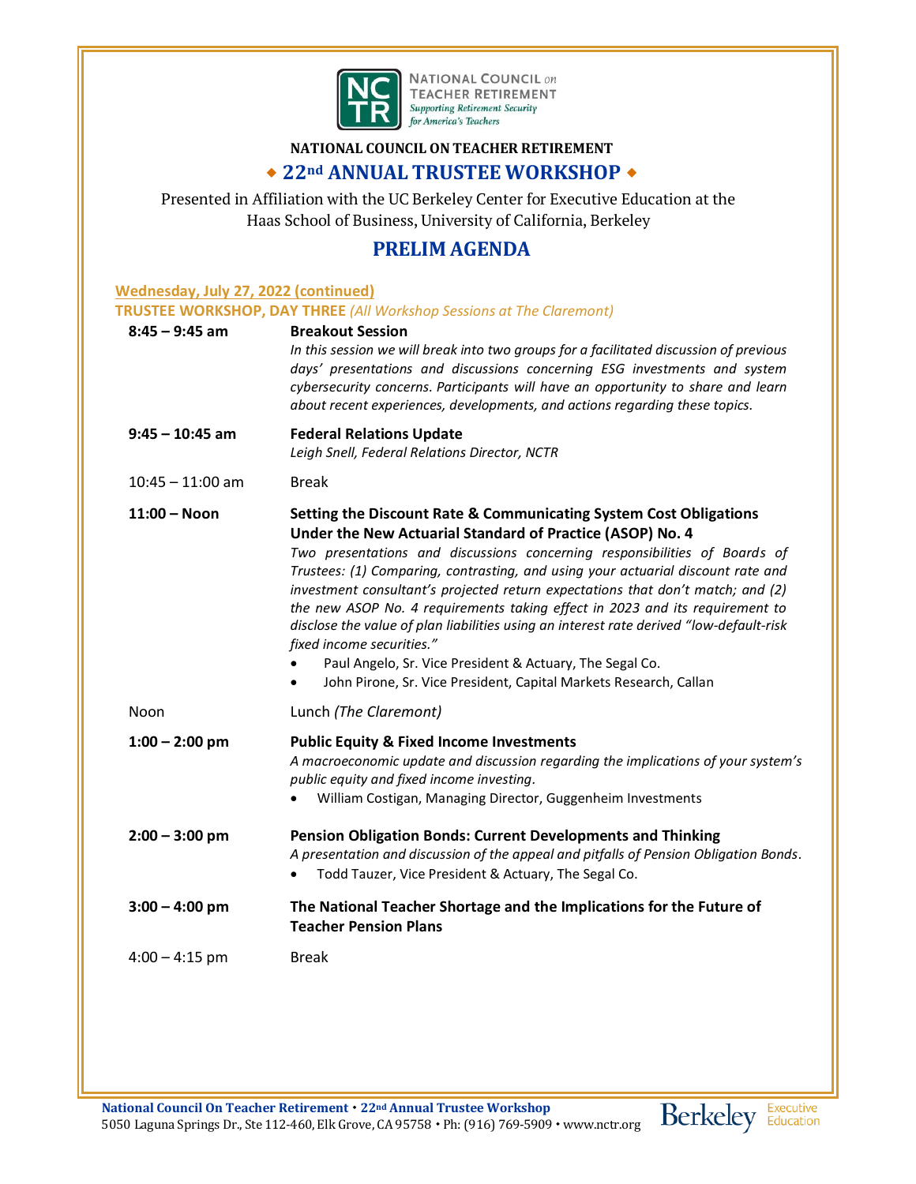NATIONAL COUNCIL on TEACHER RETIREMENT
*Supporting Retirement Security for America's Teachers*

**NATIONAL COUNCIL ON TEACHER RETIREMENT**

# ◆ 22nd ANNUAL TRUSTEE WORKSHOP ◆

Presented in Affiliation with the UC Berkeley Center for Executive Education at the Haas School of Business, University of California, Berkeley

## PRELIM AGENDA

**Wednesday, July 27, 2022 (continued)**

**TRUSTEE WORKSHOP, DAY THREE** *(All Workshop Sessions at The Claremont)*

**8:45 – 9:45 am** — **Breakout Session**
*In this session we will break into two groups for a facilitated discussion of previous days' presentations and discussions concerning ESG investments and system cybersecurity concerns. Participants will have an opportunity to share and learn about recent experiences, developments, and actions regarding these topics.*

**9:45 – 10:45 am** — **Federal Relations Update**
*Leigh Snell, Federal Relations Director, NCTR*

10:45 – 11:00 am — Break

**11:00 – Noon** — **Setting the Discount Rate & Communicating System Cost Obligations Under the New Actuarial Standard of Practice (ASOP) No. 4**
*Two presentations and discussions concerning responsibilities of Boards of Trustees: (1) Comparing, contrasting, and using your actuarial discount rate and investment consultant's projected return expectations that don't match; and (2) the new ASOP No. 4 requirements taking effect in 2023 and its requirement to disclose the value of plan liabilities using an interest rate derived "low-default-risk fixed income securities."*
- Paul Angelo, Sr. Vice President & Actuary, The Segal Co.
- John Pirone, Sr. Vice President, Capital Markets Research, Callan

Noon — Lunch *(The Claremont)*

**1:00 – 2:00 pm** — **Public Equity & Fixed Income Investments**
*A macroeconomic update and discussion regarding the implications of your system's public equity and fixed income investing.*
- William Costigan, Managing Director, Guggenheim Investments

**2:00 – 3:00 pm** — **Pension Obligation Bonds: Current Developments and Thinking**
*A presentation and discussion of the appeal and pitfalls of Pension Obligation Bonds.*
- Todd Tauzer, Vice President & Actuary, The Segal Co.

**3:00 – 4:00 pm** — **The National Teacher Shortage and the Implications for the Future of Teacher Pension Plans**

4:00 – 4:15 pm — Break

**National Council On Teacher Retirement • 22nd Annual Trustee Workshop**
5050 Laguna Springs Dr., Ste 112-460, Elk Grove, CA 95758 • Ph: (916) 769-5909 • www.nctr.org

Berkeley Executive Education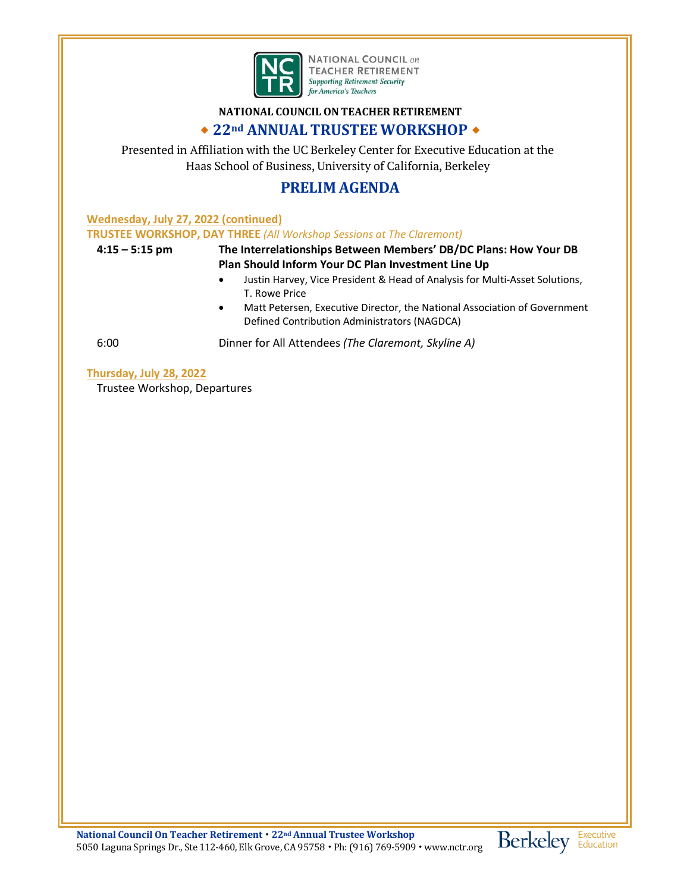NATIONAL COUNCIL on TEACHER RETIREMENT
*Supporting Retirement Security for America's Teachers*

**NATIONAL COUNCIL ON TEACHER RETIREMENT**

## ◆ 22nd ANNUAL TRUSTEE WORKSHOP ◆

Presented in Affiliation with the UC Berkeley Center for Executive Education at the Haas School of Business, University of California, Berkeley

## PRELIM AGENDA

**Wednesday, July 27, 2022 (continued)**

**TRUSTEE WORKSHOP, DAY THREE** *(All Workshop Sessions at The Claremont)*

**4:15 – 5:15 pm** — **The Interrelationships Between Members' DB/DC Plans: How Your DB Plan Should Inform Your DC Plan Investment Line Up**

- Justin Harvey, Vice President & Head of Analysis for Multi-Asset Solutions, T. Rowe Price
- Matt Petersen, Executive Director, the National Association of Government Defined Contribution Administrators (NAGDCA)

6:00 — Dinner for All Attendees *(The Claremont, Skyline A)*

**Thursday, July 28, 2022**

Trustee Workshop, Departures

**National Council On Teacher Retirement • 22nd Annual Trustee Workshop**
5050 Laguna Springs Dr., Ste 112-460, Elk Grove, CA 95758 • Ph: (916) 769-5909 • www.nctr.org

Berkeley Executive Education